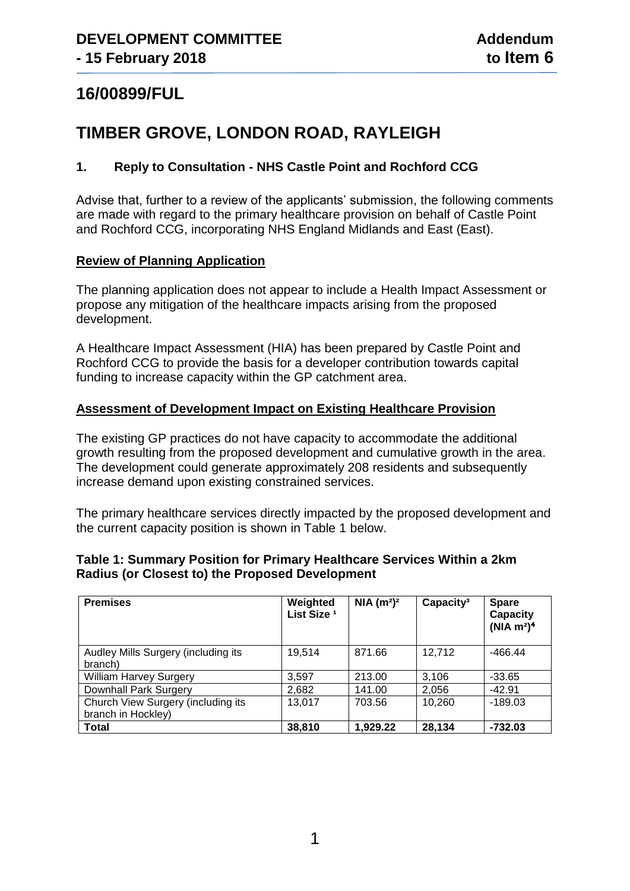# DEVELOPMENT COMMITTEE - 15 February 2018

**Addendum to Item 6**

## 16/00899/FUL

# TIMBER GROVE, LONDON ROAD, RAYLEIGH

### 1. Reply to Consultation - NHS Castle Point and Rochford CCG

Advise that, further to a review of the applicants' submission, the following comments are made with regard to the primary healthcare provision on behalf of Castle Point and Rochford CCG, incorporating NHS England Midlands and East (East).

**Review of Planning Application**

The planning application does not appear to include a Health Impact Assessment or propose any mitigation of the healthcare impacts arising from the proposed development.

A Healthcare Impact Assessment (HIA) has been prepared by Castle Point and Rochford CCG to provide the basis for a developer contribution towards capital funding to increase capacity within the GP catchment area.

**Assessment of Development Impact on Existing Healthcare Provision**

The existing GP practices do not have capacity to accommodate the additional growth resulting from the proposed development and cumulative growth in the area. The development could generate approximately 208 residents and subsequently increase demand upon existing constrained services.

The primary healthcare services directly impacted by the proposed development and the current capacity position is shown in Table 1 below.

**Table 1: Summary Position for Primary Healthcare Services Within a 2km Radius (or Closest to) the Proposed Development**

| Premises | Weighted List Size [1] | NIA ($m^2$)[2] | Capacity[3] | Spare Capacity (NIA $m^2$)[4] |
|---|---|---|---|---|
| Audley Mills Surgery (including its branch) | 19,514 | 871.66 | 12,712 | -466.44 |
| William Harvey Surgery | 3,597 | 213.00 | 3,106 | -33.65 |
| Downhall Park Surgery | 2,682 | 141.00 | 2,056 | -42.91 |
| Church View Surgery (including its branch in Hockley) | 13,017 | 703.56 | 10,260 | -189.03 |
| **Total** | **38,810** | **1,929.22** | **28,134** | **-732.03** |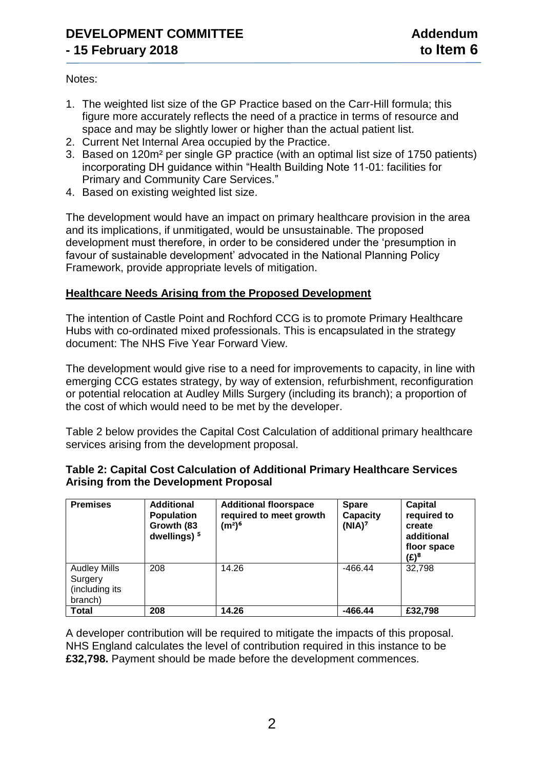Notes:

1. The weighted list size of the GP Practice based on the Carr-Hill formula; this figure more accurately reflects the need of a practice in terms of resource and space and may be slightly lower or higher than the actual patient list.
2. Current Net Internal Area occupied by the Practice.
3. Based on 120m² per single GP practice (with an optimal list size of 1750 patients) incorporating DH guidance within "Health Building Note 11-01: facilities for Primary and Community Care Services."
4. Based on existing weighted list size.

The development would have an impact on primary healthcare provision in the area and its implications, if unmitigated, would be unsustainable. The proposed development must therefore, in order to be considered under the 'presumption in favour of sustainable development' advocated in the National Planning Policy Framework, provide appropriate levels of mitigation.

**Healthcare Needs Arising from the Proposed Development**

The intention of Castle Point and Rochford CCG is to promote Primary Healthcare Hubs with co-ordinated mixed professionals. This is encapsulated in the strategy document: The NHS Five Year Forward View.

The development would give rise to a need for improvements to capacity, in line with emerging CCG estates strategy, by way of extension, refurbishment, reconfiguration or potential relocation at Audley Mills Surgery (including its branch); a proportion of the cost of which would need to be met by the developer.

Table 2 below provides the Capital Cost Calculation of additional primary healthcare services arising from the development proposal.

**Table 2: Capital Cost Calculation of Additional Primary Healthcare Services Arising from the Development Proposal**

| Premises | Additional Population Growth (83 dwellings) [5] | Additional floorspace required to meet growth (m²)[6] | Spare Capacity (NIA)[7] | Capital required to create additional floor space (£)[8] |
|---|---|---|---|---|
| Audley Mills Surgery (including its branch) | 208 | 14.26 | -466.44 | 32,798 |
| **Total** | **208** | **14.26** | **-466.44** | **£32,798** |

A developer contribution will be required to mitigate the impacts of this proposal. NHS England calculates the level of contribution required in this instance to be **£32,798.** Payment should be made before the development commences.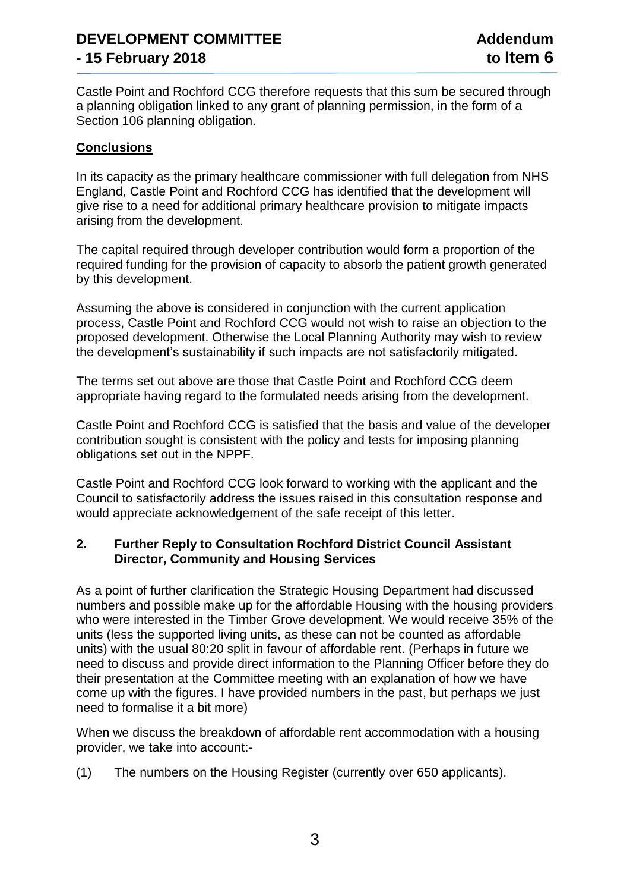Castle Point and Rochford CCG therefore requests that this sum be secured through a planning obligation linked to any grant of planning permission, in the form of a Section 106 planning obligation.

**Conclusions**

In its capacity as the primary healthcare commissioner with full delegation from NHS England, Castle Point and Rochford CCG has identified that the development will give rise to a need for additional primary healthcare provision to mitigate impacts arising from the development.

The capital required through developer contribution would form a proportion of the required funding for the provision of capacity to absorb the patient growth generated by this development.

Assuming the above is considered in conjunction with the current application process, Castle Point and Rochford CCG would not wish to raise an objection to the proposed development. Otherwise the Local Planning Authority may wish to review the development's sustainability if such impacts are not satisfactorily mitigated.

The terms set out above are those that Castle Point and Rochford CCG deem appropriate having regard to the formulated needs arising from the development.

Castle Point and Rochford CCG is satisfied that the basis and value of the developer contribution sought is consistent with the policy and tests for imposing planning obligations set out in the NPPF.

Castle Point and Rochford CCG look forward to working with the applicant and the Council to satisfactorily address the issues raised in this consultation response and would appreciate acknowledgement of the safe receipt of this letter.

## 2. Further Reply to Consultation Rochford District Council Assistant Director, Community and Housing Services

As a point of further clarification the Strategic Housing Department had discussed numbers and possible make up for the affordable Housing with the housing providers who were interested in the Timber Grove development. We would receive 35% of the units (less the supported living units, as these can not be counted as affordable units) with the usual 80:20 split in favour of affordable rent. (Perhaps in future we need to discuss and provide direct information to the Planning Officer before they do their presentation at the Committee meeting with an explanation of how we have come up with the figures. I have provided numbers in the past, but perhaps we just need to formalise it a bit more)

When we discuss the breakdown of affordable rent accommodation with a housing provider, we take into account:-

(1) The numbers on the Housing Register (currently over 650 applicants).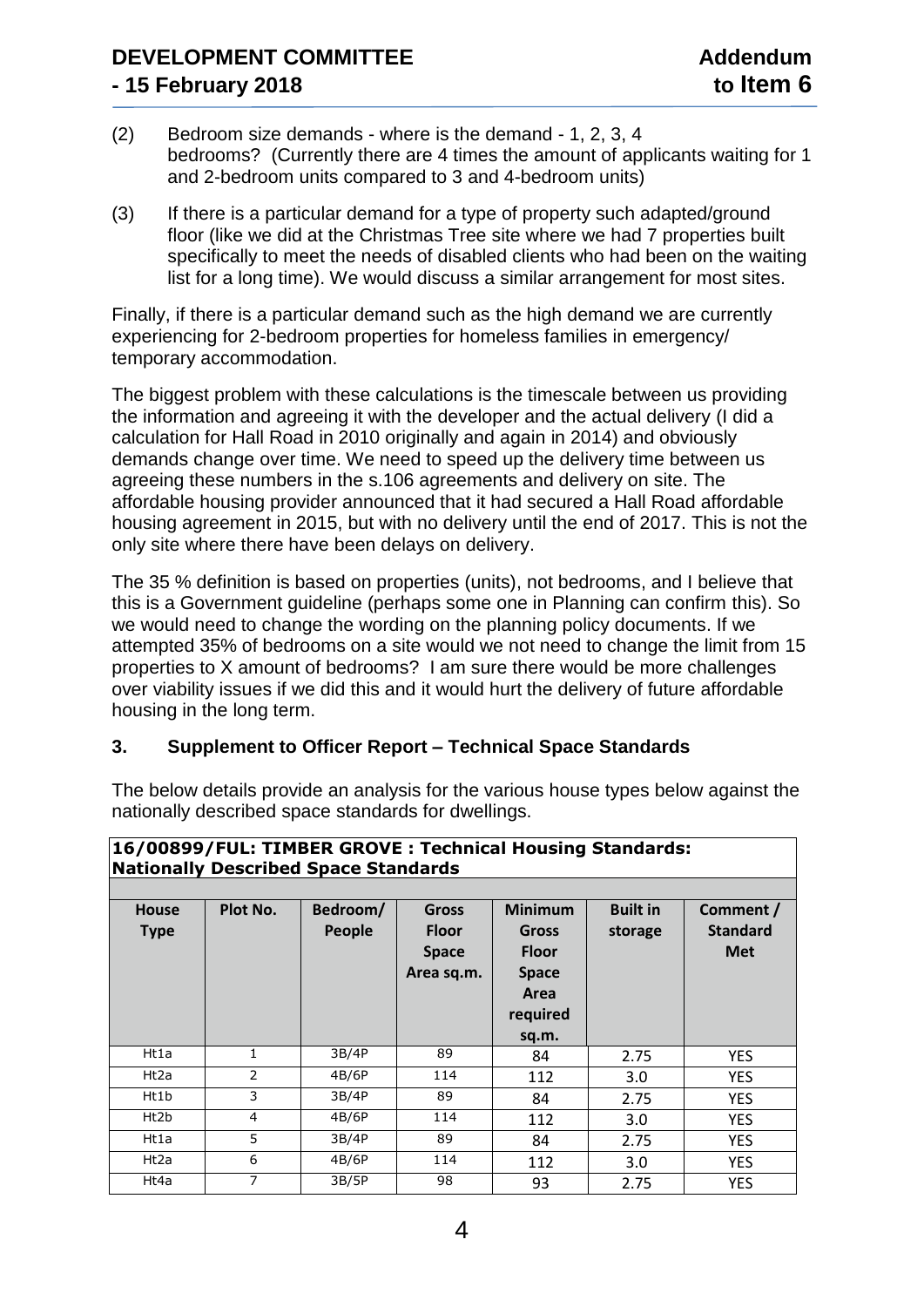(2) Bedroom size demands - where is the demand - 1, 2, 3, 4 bedrooms? (Currently there are 4 times the amount of applicants waiting for 1 and 2-bedroom units compared to 3 and 4-bedroom units)

(3) If there is a particular demand for a type of property such adapted/ground floor (like we did at the Christmas Tree site where we had 7 properties built specifically to meet the needs of disabled clients who had been on the waiting list for a long time). We would discuss a similar arrangement for most sites.

Finally, if there is a particular demand such as the high demand we are currently experiencing for 2-bedroom properties for homeless families in emergency/ temporary accommodation.

The biggest problem with these calculations is the timescale between us providing the information and agreeing it with the developer and the actual delivery (I did a calculation for Hall Road in 2010 originally and again in 2014) and obviously demands change over time. We need to speed up the delivery time between us agreeing these numbers in the s.106 agreements and delivery on site. The affordable housing provider announced that it had secured a Hall Road affordable housing agreement in 2015, but with no delivery until the end of 2017. This is not the only site where there have been delays on delivery.

The 35 % definition is based on properties (units), not bedrooms, and I believe that this is a Government guideline (perhaps some one in Planning can confirm this). So we would need to change the wording on the planning policy documents. If we attempted 35% of bedrooms on a site would we not need to change the limit from 15 properties to X amount of bedrooms? I am sure there would be more challenges over viability issues if we did this and it would hurt the delivery of future affordable housing in the long term.

## 3. Supplement to Officer Report – Technical Space Standards

The below details provide an analysis for the various house types below against the nationally described space standards for dwellings.

**16/00899/FUL: TIMBER GROVE : Technical Housing Standards: Nationally Described Space Standards**

| House Type | Plot No. | Bedroom/ People | Gross Floor Space Area sq.m. | Minimum Gross Floor Space Area required sq.m. | Built in storage | Comment / Standard Met |
|---|---|---|---|---|---|---|
| Ht1a | 1 | 3B/4P | 89 | 84 | 2.75 | YES |
| Ht2a | 2 | 4B/6P | 114 | 112 | 3.0 | YES |
| Ht1b | 3 | 3B/4P | 89 | 84 | 2.75 | YES |
| Ht2b | 4 | 4B/6P | 114 | 112 | 3.0 | YES |
| Ht1a | 5 | 3B/4P | 89 | 84 | 2.75 | YES |
| Ht2a | 6 | 4B/6P | 114 | 112 | 3.0 | YES |
| Ht4a | 7 | 3B/5P | 98 | 93 | 2.75 | YES |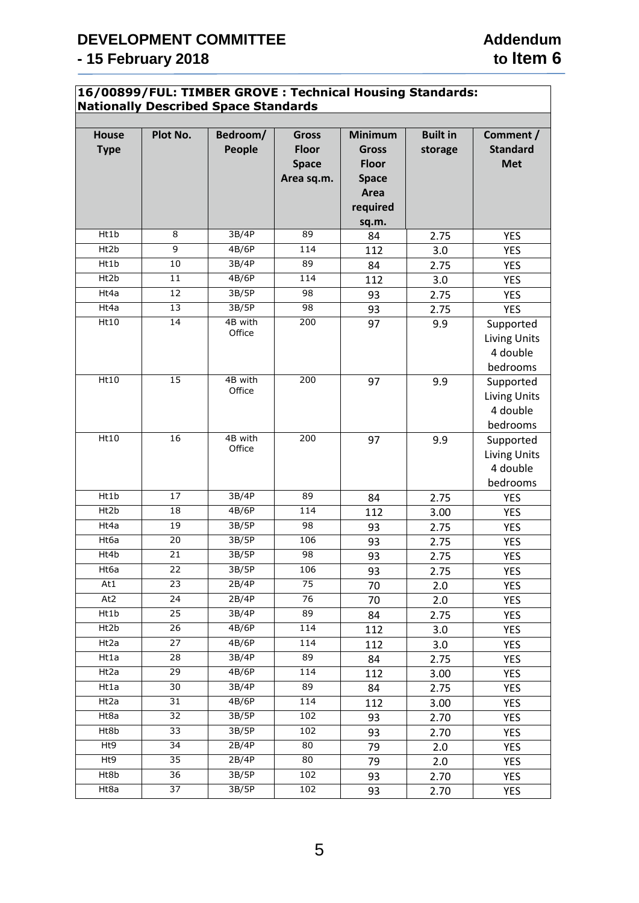**16/00899/FUL: TIMBER GROVE : Technical Housing Standards: Nationally Described Space Standards**

| House Type | Plot No. | Bedroom/ People | Gross Floor Space Area sq.m. | Minimum Gross Floor Space Area required sq.m. | Built in storage | Comment / Standard Met |
|---|---|---|---|---|---|---|
| Ht1b | 8 | 3B/4P | 89 | 84 | 2.75 | YES |
| Ht2b | 9 | 4B/6P | 114 | 112 | 3.0 | YES |
| Ht1b | 10 | 3B/4P | 89 | 84 | 2.75 | YES |
| Ht2b | 11 | 4B/6P | 114 | 112 | 3.0 | YES |
| Ht4a | 12 | 3B/5P | 98 | 93 | 2.75 | YES |
| Ht4a | 13 | 3B/5P | 98 | 93 | 2.75 | YES |
| Ht10 | 14 | 4B with Office | 200 | 97 | 9.9 | Supported Living Units 4 double bedrooms |
| Ht10 | 15 | 4B with Office | 200 | 97 | 9.9 | Supported Living Units 4 double bedrooms |
| Ht10 | 16 | 4B with Office | 200 | 97 | 9.9 | Supported Living Units 4 double bedrooms |
| Ht1b | 17 | 3B/4P | 89 | 84 | 2.75 | YES |
| Ht2b | 18 | 4B/6P | 114 | 112 | 3.00 | YES |
| Ht4a | 19 | 3B/5P | 98 | 93 | 2.75 | YES |
| Ht6a | 20 | 3B/5P | 106 | 93 | 2.75 | YES |
| Ht4b | 21 | 3B/5P | 98 | 93 | 2.75 | YES |
| Ht6a | 22 | 3B/5P | 106 | 93 | 2.75 | YES |
| At1 | 23 | 2B/4P | 75 | 70 | 2.0 | YES |
| At2 | 24 | 2B/4P | 76 | 70 | 2.0 | YES |
| Ht1b | 25 | 3B/4P | 89 | 84 | 2.75 | YES |
| Ht2b | 26 | 4B/6P | 114 | 112 | 3.0 | YES |
| Ht2a | 27 | 4B/6P | 114 | 112 | 3.0 | YES |
| Ht1a | 28 | 3B/4P | 89 | 84 | 2.75 | YES |
| Ht2a | 29 | 4B/6P | 114 | 112 | 3.00 | YES |
| Ht1a | 30 | 3B/4P | 89 | 84 | 2.75 | YES |
| Ht2a | 31 | 4B/6P | 114 | 112 | 3.00 | YES |
| Ht8a | 32 | 3B/5P | 102 | 93 | 2.70 | YES |
| Ht8b | 33 | 3B/5P | 102 | 93 | 2.70 | YES |
| Ht9 | 34 | 2B/4P | 80 | 79 | 2.0 | YES |
| Ht9 | 35 | 2B/4P | 80 | 79 | 2.0 | YES |
| Ht8b | 36 | 3B/5P | 102 | 93 | 2.70 | YES |
| Ht8a | 37 | 3B/5P | 102 | 93 | 2.70 | YES |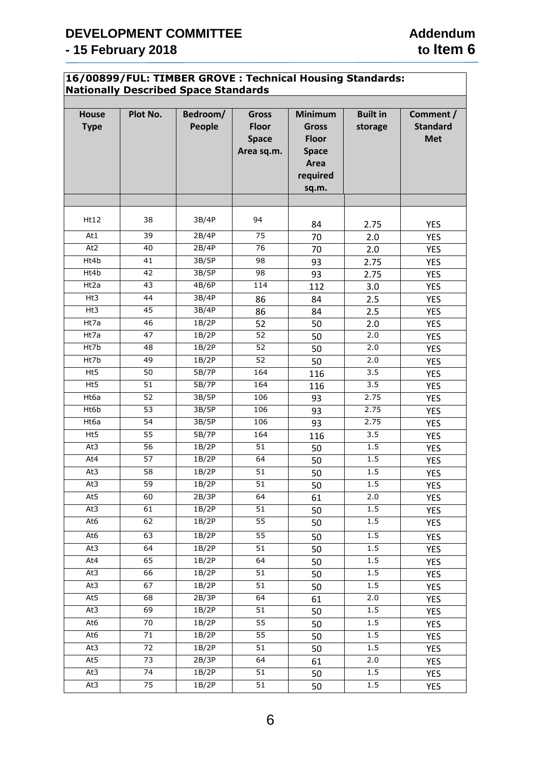**DEVELOPMENT COMMITTEE - 15 February 2018**

**Addendum to Item 6**

**16/00899/FUL: TIMBER GROVE : Technical Housing Standards: Nationally Described Space Standards**

| House Type | Plot No. | Bedroom/ People | Gross Floor Space Area sq.m. | Minimum Gross Floor Space Area required sq.m. | Built in storage | Comment / Standard Met |
|---|---|---|---|---|---|---|
| | | | | | | |
| Ht12 | 38 | 3B/4P | 94 | 84 | 2.75 | YES |
| At1 | 39 | 2B/4P | 75 | 70 | 2.0 | YES |
| At2 | 40 | 2B/4P | 76 | 70 | 2.0 | YES |
| Ht4b | 41 | 3B/5P | 98 | 93 | 2.75 | YES |
| Ht4b | 42 | 3B/5P | 98 | 93 | 2.75 | YES |
| Ht2a | 43 | 4B/6P | 114 | 112 | 3.0 | YES |
| Ht3 | 44 | 3B/4P | 86 | 84 | 2.5 | YES |
| Ht3 | 45 | 3B/4P | 86 | 84 | 2.5 | YES |
| Ht7a | 46 | 1B/2P | 52 | 50 | 2.0 | YES |
| Ht7a | 47 | 1B/2P | 52 | 50 | 2.0 | YES |
| Ht7b | 48 | 1B/2P | 52 | 50 | 2.0 | YES |
| Ht7b | 49 | 1B/2P | 52 | 50 | 2.0 | YES |
| Ht5 | 50 | 5B/7P | 164 | 116 | 3.5 | YES |
| Ht5 | 51 | 5B/7P | 164 | 116 | 3.5 | YES |
| Ht6a | 52 | 3B/5P | 106 | 93 | 2.75 | YES |
| Ht6b | 53 | 3B/5P | 106 | 93 | 2.75 | YES |
| Ht6a | 54 | 3B/5P | 106 | 93 | 2.75 | YES |
| Ht5 | 55 | 5B/7P | 164 | 116 | 3.5 | YES |
| At3 | 56 | 1B/2P | 51 | 50 | 1.5 | YES |
| At4 | 57 | 1B/2P | 64 | 50 | 1.5 | YES |
| At3 | 58 | 1B/2P | 51 | 50 | 1.5 | YES |
| At3 | 59 | 1B/2P | 51 | 50 | 1.5 | YES |
| At5 | 60 | 2B/3P | 64 | 61 | 2.0 | YES |
| At3 | 61 | 1B/2P | 51 | 50 | 1.5 | YES |
| At6 | 62 | 1B/2P | 55 | 50 | 1.5 | YES |
| At6 | 63 | 1B/2P | 55 | 50 | 1.5 | YES |
| At3 | 64 | 1B/2P | 51 | 50 | 1.5 | YES |
| At4 | 65 | 1B/2P | 64 | 50 | 1.5 | YES |
| At3 | 66 | 1B/2P | 51 | 50 | 1.5 | YES |
| At3 | 67 | 1B/2P | 51 | 50 | 1.5 | YES |
| At5 | 68 | 2B/3P | 64 | 61 | 2.0 | YES |
| At3 | 69 | 1B/2P | 51 | 50 | 1.5 | YES |
| At6 | 70 | 1B/2P | 55 | 50 | 1.5 | YES |
| At6 | 71 | 1B/2P | 55 | 50 | 1.5 | YES |
| At3 | 72 | 1B/2P | 51 | 50 | 1.5 | YES |
| At5 | 73 | 2B/3P | 64 | 61 | 2.0 | YES |
| At3 | 74 | 1B/2P | 51 | 50 | 1.5 | YES |
| At3 | 75 | 1B/2P | 51 | 50 | 1.5 | YES |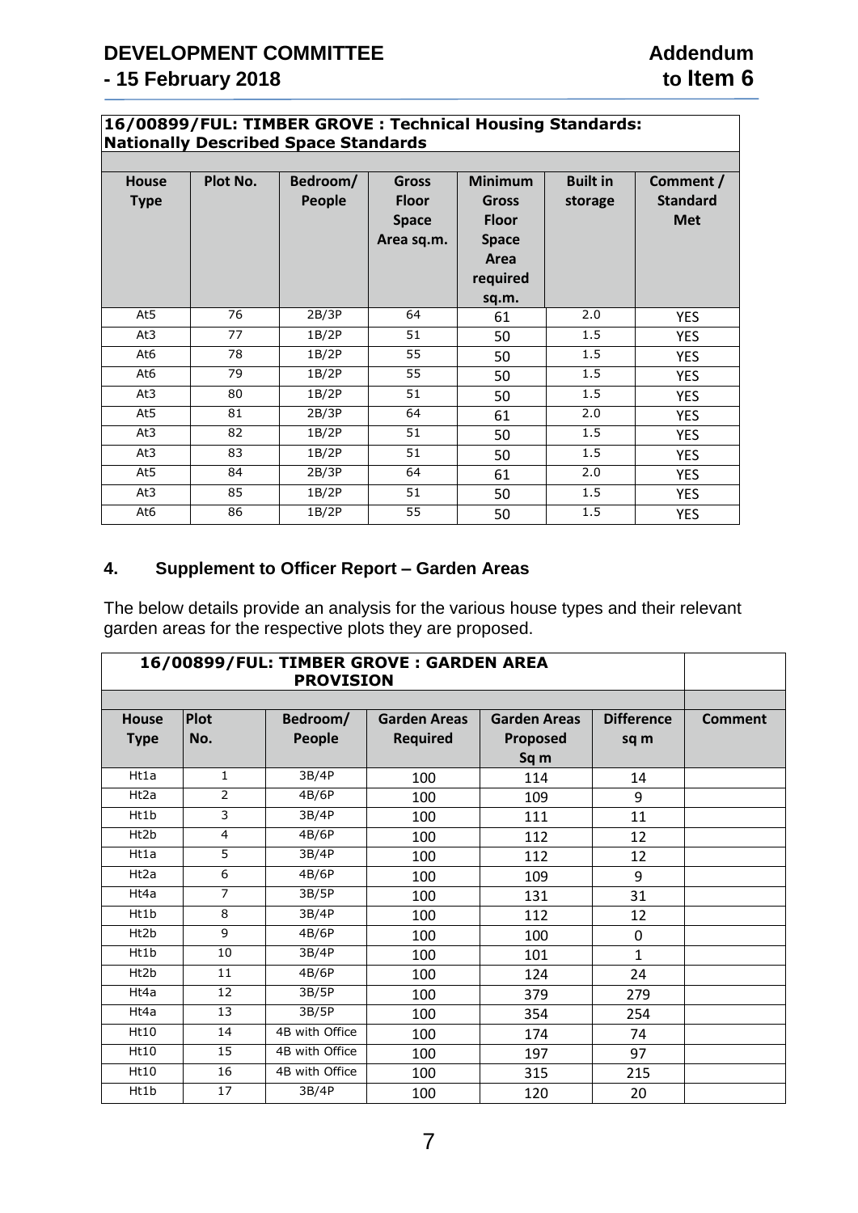| 16/00899/FUL: TIMBER GROVE : Technical Housing Standards: Nationally Described Space Standards | | | | | | |
|---|---|---|---|---|---|---|
| **House Type** | **Plot No.** | **Bedroom/ People** | **Gross Floor Space Area sq.m.** | **Minimum Gross Floor Space Area required sq.m.** | **Built in storage** | **Comment / Standard Met** |
| At5 | 76 | 2B/3P | 64 | 61 | 2.0 | YES |
| At3 | 77 | 1B/2P | 51 | 50 | 1.5 | YES |
| At6 | 78 | 1B/2P | 55 | 50 | 1.5 | YES |
| At6 | 79 | 1B/2P | 55 | 50 | 1.5 | YES |
| At3 | 80 | 1B/2P | 51 | 50 | 1.5 | YES |
| At5 | 81 | 2B/3P | 64 | 61 | 2.0 | YES |
| At3 | 82 | 1B/2P | 51 | 50 | 1.5 | YES |
| At3 | 83 | 1B/2P | 51 | 50 | 1.5 | YES |
| At5 | 84 | 2B/3P | 64 | 61 | 2.0 | YES |
| At3 | 85 | 1B/2P | 51 | 50 | 1.5 | YES |
| At6 | 86 | 1B/2P | 55 | 50 | 1.5 | YES |

## 4. Supplement to Officer Report – Garden Areas

The below details provide an analysis for the various house types and their relevant garden areas for the respective plots they are proposed.

| 16/00899/FUL: TIMBER GROVE : GARDEN AREA PROVISION | | | | | | |
|---|---|---|---|---|---|---|
| **House Type** | **Plot No.** | **Bedroom/ People** | **Garden Areas Required** | **Garden Areas Proposed Sq m** | **Difference sq m** | **Comment** |
| Ht1a | 1 | 3B/4P | 100 | 114 | 14 | |
| Ht2a | 2 | 4B/6P | 100 | 109 | 9 | |
| Ht1b | 3 | 3B/4P | 100 | 111 | 11 | |
| Ht2b | 4 | 4B/6P | 100 | 112 | 12 | |
| Ht1a | 5 | 3B/4P | 100 | 112 | 12 | |
| Ht2a | 6 | 4B/6P | 100 | 109 | 9 | |
| Ht4a | 7 | 3B/5P | 100 | 131 | 31 | |
| Ht1b | 8 | 3B/4P | 100 | 112 | 12 | |
| Ht2b | 9 | 4B/6P | 100 | 100 | 0 | |
| Ht1b | 10 | 3B/4P | 100 | 101 | 1 | |
| Ht2b | 11 | 4B/6P | 100 | 124 | 24 | |
| Ht4a | 12 | 3B/5P | 100 | 379 | 279 | |
| Ht4a | 13 | 3B/5P | 100 | 354 | 254 | |
| Ht10 | 14 | 4B with Office | 100 | 174 | 74 | |
| Ht10 | 15 | 4B with Office | 100 | 197 | 97 | |
| Ht10 | 16 | 4B with Office | 100 | 315 | 215 | |
| Ht1b | 17 | 3B/4P | 100 | 120 | 20 | |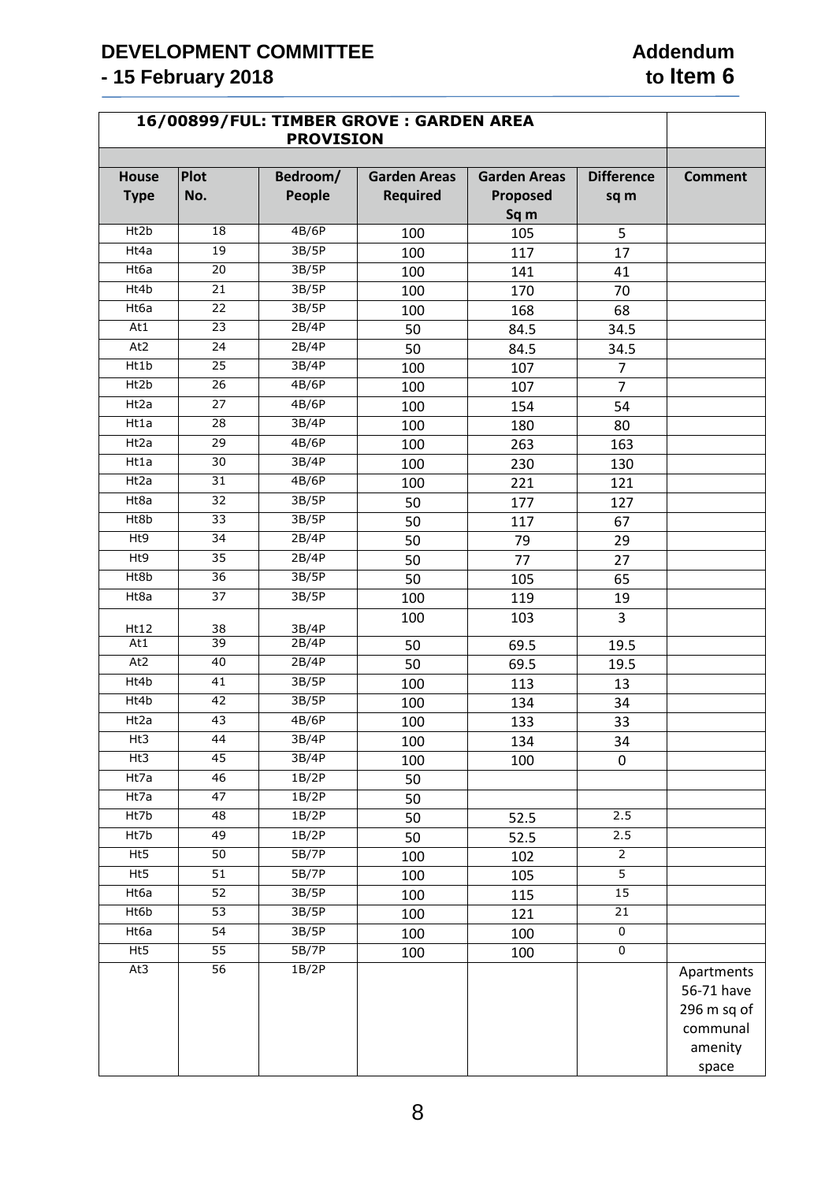**DEVELOPMENT COMMITTEE - 15 February 2018**

**Addendum to Item 6**

| 16/00899/FUL: TIMBER GROVE : GARDEN AREA PROVISION | | | | | | |
|---|---|---|---|---|---|---|
| **House Type** | **Plot No.** | **Bedroom/ People** | **Garden Areas Required** | **Garden Areas Proposed Sq m** | **Difference sq m** | **Comment** |
| Ht2b | 18 | 4B/6P | 100 | 105 | 5 | |
| Ht4a | 19 | 3B/5P | 100 | 117 | 17 | |
| Ht6a | 20 | 3B/5P | 100 | 141 | 41 | |
| Ht4b | 21 | 3B/5P | 100 | 170 | 70 | |
| Ht6a | 22 | 3B/5P | 100 | 168 | 68 | |
| At1 | 23 | 2B/4P | 50 | 84.5 | 34.5 | |
| At2 | 24 | 2B/4P | 50 | 84.5 | 34.5 | |
| Ht1b | 25 | 3B/4P | 100 | 107 | 7 | |
| Ht2b | 26 | 4B/6P | 100 | 107 | 7 | |
| Ht2a | 27 | 4B/6P | 100 | 154 | 54 | |
| Ht1a | 28 | 3B/4P | 100 | 180 | 80 | |
| Ht2a | 29 | 4B/6P | 100 | 263 | 163 | |
| Ht1a | 30 | 3B/4P | 100 | 230 | 130 | |
| Ht2a | 31 | 4B/6P | 100 | 221 | 121 | |
| Ht8a | 32 | 3B/5P | 50 | 177 | 127 | |
| Ht8b | 33 | 3B/5P | 50 | 117 | 67 | |
| Ht9 | 34 | 2B/4P | 50 | 79 | 29 | |
| Ht9 | 35 | 2B/4P | 50 | 77 | 27 | |
| Ht8b | 36 | 3B/5P | 50 | 105 | 65 | |
| Ht8a | 37 | 3B/5P | 100 | 119 | 19 | |
| Ht12 | 38 | 3B/4P | 100 | 103 | 3 | |
| At1 | 39 | 2B/4P | 50 | 69.5 | 19.5 | |
| At2 | 40 | 2B/4P | 50 | 69.5 | 19.5 | |
| Ht4b | 41 | 3B/5P | 100 | 113 | 13 | |
| Ht4b | 42 | 3B/5P | 100 | 134 | 34 | |
| Ht2a | 43 | 4B/6P | 100 | 133 | 33 | |
| Ht3 | 44 | 3B/4P | 100 | 134 | 34 | |
| Ht3 | 45 | 3B/4P | 100 | 100 | 0 | |
| Ht7a | 46 | 1B/2P | 50 | | | |
| Ht7a | 47 | 1B/2P | 50 | | | |
| Ht7b | 48 | 1B/2P | 50 | 52.5 | 2.5 | |
| Ht7b | 49 | 1B/2P | 50 | 52.5 | 2.5 | |
| Ht5 | 50 | 5B/7P | 100 | 102 | 2 | |
| Ht5 | 51 | 5B/7P | 100 | 105 | 5 | |
| Ht6a | 52 | 3B/5P | 100 | 115 | 15 | |
| Ht6b | 53 | 3B/5P | 100 | 121 | 21 | |
| Ht6a | 54 | 3B/5P | 100 | 100 | 0 | |
| Ht5 | 55 | 5B/7P | 100 | 100 | 0 | |
| At3 | 56 | 1B/2P | | | | Apartments 56-71 have 296 m sq of communal amenity space |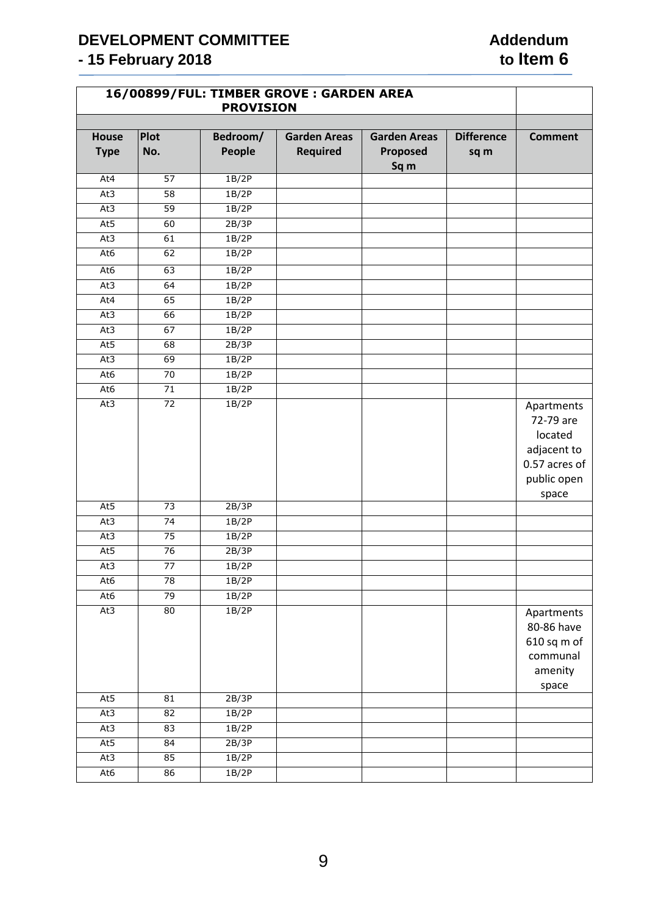| 16/00899/FUL: TIMBER GROVE : GARDEN AREA PROVISION | | | | | | |
|---|---|---|---|---|---|---|
| **House Type** | **Plot No.** | **Bedroom/ People** | **Garden Areas Required** | **Garden Areas Proposed Sq m** | **Difference sq m** | **Comment** |
| At4 | 57 | 1B/2P | | | | |
| At3 | 58 | 1B/2P | | | | |
| At3 | 59 | 1B/2P | | | | |
| At5 | 60 | 2B/3P | | | | |
| At3 | 61 | 1B/2P | | | | |
| At6 | 62 | 1B/2P | | | | |
| At6 | 63 | 1B/2P | | | | |
| At3 | 64 | 1B/2P | | | | |
| At4 | 65 | 1B/2P | | | | |
| At3 | 66 | 1B/2P | | | | |
| At3 | 67 | 1B/2P | | | | |
| At5 | 68 | 2B/3P | | | | |
| At3 | 69 | 1B/2P | | | | |
| At6 | 70 | 1B/2P | | | | |
| At6 | 71 | 1B/2P | | | | |
| At3 | 72 | 1B/2P | | | | Apartments 72-79 are located adjacent to 0.57 acres of public open space |
| At5 | 73 | 2B/3P | | | | |
| At3 | 74 | 1B/2P | | | | |
| At3 | 75 | 1B/2P | | | | |
| At5 | 76 | 2B/3P | | | | |
| At3 | 77 | 1B/2P | | | | |
| At6 | 78 | 1B/2P | | | | |
| At6 | 79 | 1B/2P | | | | |
| At3 | 80 | 1B/2P | | | | Apartments 80-86 have 610 sq m of communal amenity space |
| At5 | 81 | 2B/3P | | | | |
| At3 | 82 | 1B/2P | | | | |
| At3 | 83 | 1B/2P | | | | |
| At5 | 84 | 2B/3P | | | | |
| At3 | 85 | 1B/2P | | | | |
| At6 | 86 | 1B/2P | | | | |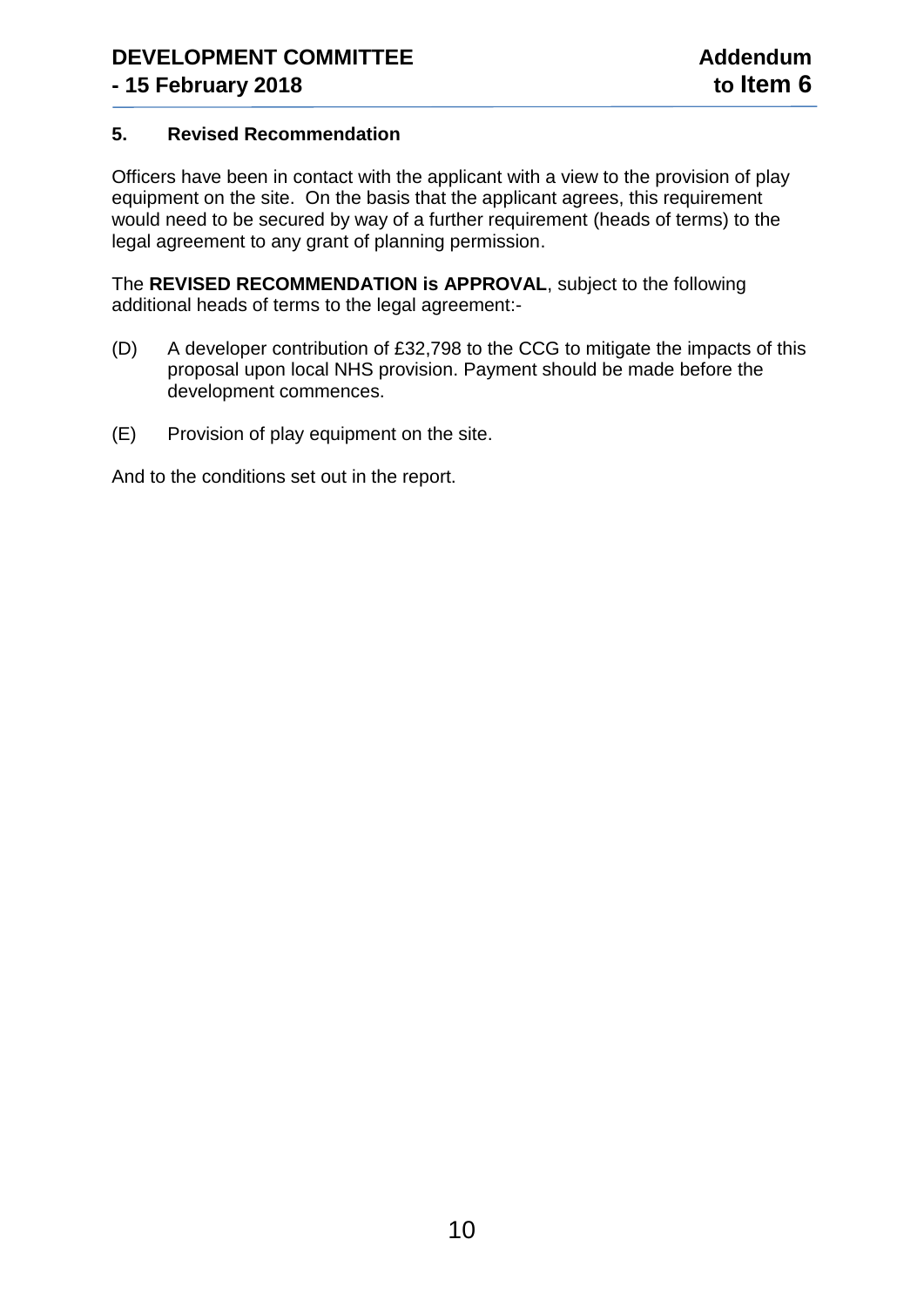## 5. Revised Recommendation

Officers have been in contact with the applicant with a view to the provision of play equipment on the site. On the basis that the applicant agrees, this requirement would need to be secured by way of a further requirement (heads of terms) to the legal agreement to any grant of planning permission.

The **REVISED RECOMMENDATION is APPROVAL**, subject to the following additional heads of terms to the legal agreement:-

(D) A developer contribution of £32,798 to the CCG to mitigate the impacts of this proposal upon local NHS provision. Payment should be made before the development commences.

(E) Provision of play equipment on the site.

And to the conditions set out in the report.